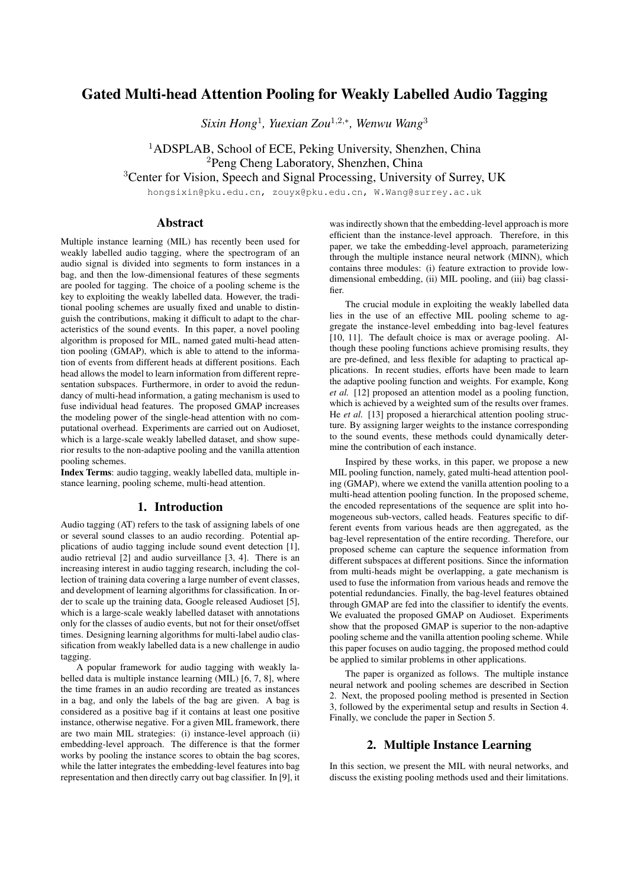# Gated Multi-head Attention Pooling for Weakly Labelled Audio Tagging

*Sixin Hong*[1], *Yuexian Zou*[1,2,*], *Wenwu Wang*[3]

[1]ADSPLAB, School of ECE, Peking University, Shenzhen, China
[2]Peng Cheng Laboratory, Shenzhen, China
[3]Center for Vision, Speech and Signal Processing, University of Surrey, UK

hongsixin@pku.edu.cn, zouyx@pku.edu.cn, W.Wang@surrey.ac.uk

## Abstract

Multiple instance learning (MIL) has recently been used for weakly labelled audio tagging, where the spectrogram of an audio signal is divided into segments to form instances in a bag, and then the low-dimensional features of these segments are pooled for tagging. The choice of a pooling scheme is the key to exploiting the weakly labelled data. However, the traditional pooling schemes are usually fixed and unable to distinguish the contributions, making it difficult to adapt to the characteristics of the sound events. In this paper, a novel pooling algorithm is proposed for MIL, named gated multi-head attention pooling (GMAP), which is able to attend to the information of events from different heads at different positions. Each head allows the model to learn information from different representation subspaces. Furthermore, in order to avoid the redundancy of multi-head information, a gating mechanism is used to fuse individual head features. The proposed GMAP increases the modeling power of the single-head attention with no computational overhead. Experiments are carried out on Audioset, which is a large-scale weakly labelled dataset, and show superior results to the non-adaptive pooling and the vanilla attention pooling schemes.

**Index Terms**: audio tagging, weakly labelled data, multiple instance learning, pooling scheme, multi-head attention.

## 1. Introduction

Audio tagging (AT) refers to the task of assigning labels of one or several sound classes to an audio recording. Potential applications of audio tagging include sound event detection [1], audio retrieval [2] and audio surveillance [3, 4]. There is an increasing interest in audio tagging research, including the collection of training data covering a large number of event classes, and development of learning algorithms for classification. In order to scale up the training data, Google released Audioset [5], which is a large-scale weakly labelled dataset with annotations only for the classes of audio events, but not for their onset/offset times. Designing learning algorithms for multi-label audio classification from weakly labelled data is a new challenge in audio tagging.

A popular framework for audio tagging with weakly labelled data is multiple instance learning (MIL) [6, 7, 8], where the time frames in an audio recording are treated as instances in a bag, and only the labels of the bag are given. A bag is considered as a positive bag if it contains at least one positive instance, otherwise negative. For a given MIL framework, there are two main MIL strategies: (i) instance-level approach (ii) embedding-level approach. The difference is that the former works by pooling the instance scores to obtain the bag scores, while the latter integrates the embedding-level features into bag representation and then directly carry out bag classifier. In [9], it was indirectly shown that the embedding-level approach is more efficient than the instance-level approach. Therefore, in this paper, we take the embedding-level approach, parameterizing through the multiple instance neural network (MINN), which contains three modules: (i) feature extraction to provide low-dimensional embedding, (ii) MIL pooling, and (iii) bag classifier.

The crucial module in exploiting the weakly labelled data lies in the use of an effective MIL pooling scheme to aggregate the instance-level embedding into bag-level features [10, 11]. The default choice is max or average pooling. Although these pooling functions achieve promising results, they are pre-defined, and less flexible for adapting to practical applications. In recent studies, efforts have been made to learn the adaptive pooling function and weights. For example, Kong *et al.* [12] proposed an attention model as a pooling function, which is achieved by a weighted sum of the results over frames. He *et al.* [13] proposed a hierarchical attention pooling structure. By assigning larger weights to the instance corresponding to the sound events, these methods could dynamically determine the contribution of each instance.

Inspired by these works, in this paper, we propose a new MIL pooling function, namely, gated multi-head attention pooling (GMAP), where we extend the vanilla attention pooling to a multi-head attention pooling function. In the proposed scheme, the encoded representations of the sequence are split into homogeneous sub-vectors, called heads. Features specific to different events from various heads are then aggregated, as the bag-level representation of the entire recording. Therefore, our proposed scheme can capture the sequence information from different subspaces at different positions. Since the information from multi-heads might be overlapping, a gate mechanism is used to fuse the information from various heads and remove the potential redundancies. Finally, the bag-level features obtained through GMAP are fed into the classifier to identify the events. We evaluated the proposed GMAP on Audioset. Experiments show that the proposed GMAP is superior to the non-adaptive pooling scheme and the vanilla attention pooling scheme. While this paper focuses on audio tagging, the proposed method could be applied to similar problems in other applications.

The paper is organized as follows. The multiple instance neural network and pooling schemes are described in Section 2. Next, the proposed pooling method is presented in Section 3, followed by the experimental setup and results in Section 4. Finally, we conclude the paper in Section 5.

## 2. Multiple Instance Learning

In this section, we present the MIL with neural networks, and discuss the existing pooling methods used and their limitations.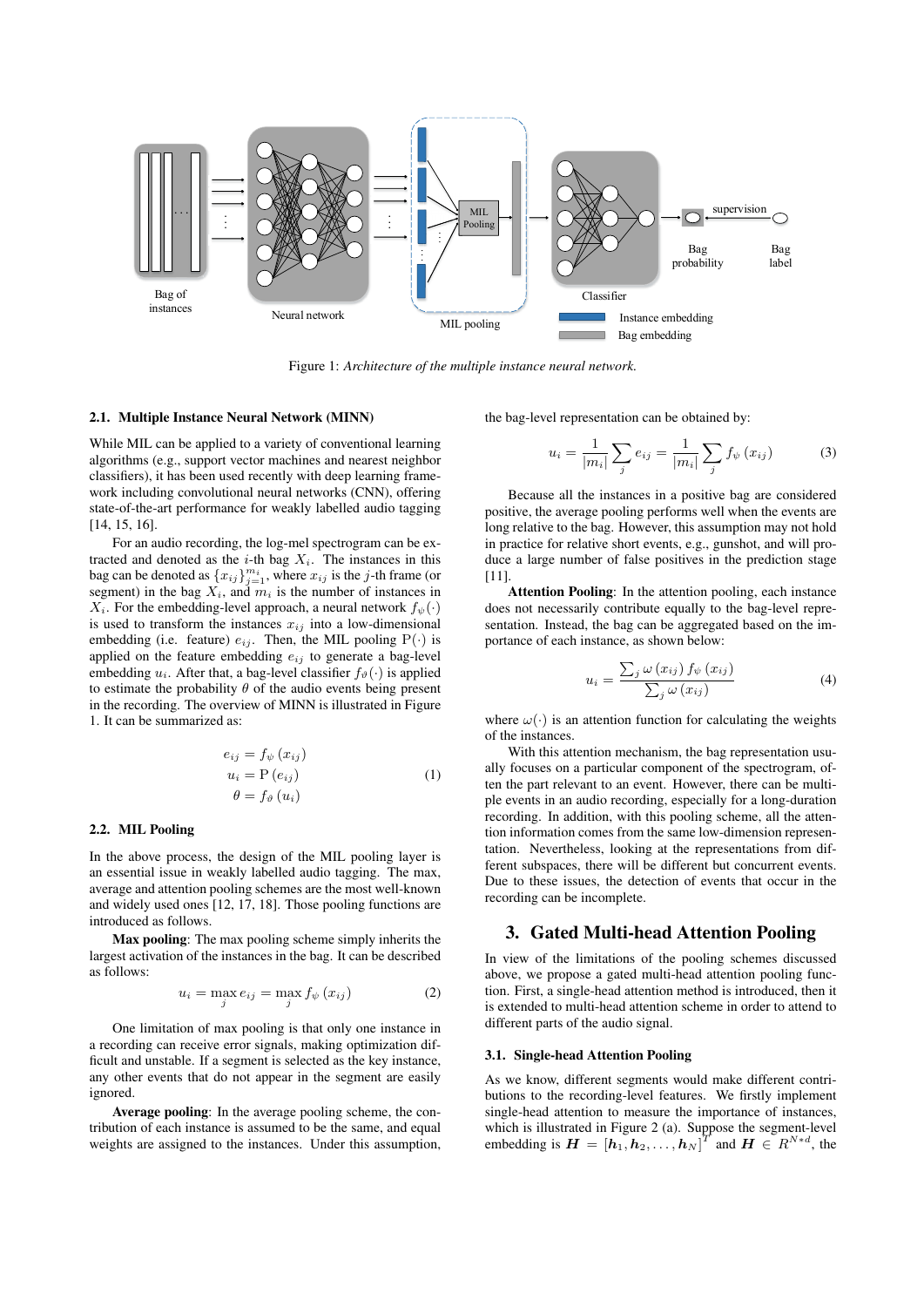Figure 1: *Architecture of the multiple instance neural network.*

### 2.1. Multiple Instance Neural Network (MINN)

While MIL can be applied to a variety of conventional learning algorithms (e.g., support vector machines and nearest neighbor classifiers), it has been used recently with deep learning framework including convolutional neural networks (CNN), offering state-of-the-art performance for weakly labelled audio tagging [14, 15, 16].

For an audio recording, the log-mel spectrogram can be extracted and denoted as the $i$-th bag $X_i$. The instances in this bag can be denoted as $\{x_{ij}\}_{j=1}^{m_i}$, where $x_{ij}$ is the $j$-th frame (or segment) in the bag $X_i$, and $m_i$ is the number of instances in $X_i$. For the embedding-level approach, a neural network $f_\psi(\cdot)$ is used to transform the instances $x_{ij}$ into a low-dimensional embedding (i.e. feature) $e_{ij}$. Then, the MIL pooling $\mathrm{P}(\cdot)$ is applied on the feature embedding $e_{ij}$ to generate a bag-level embedding $u_i$. After that, a bag-level classifier $f_\vartheta(\cdot)$ is applied to estimate the probability $\theta$ of the audio events being present in the recording. The overview of MINN is illustrated in Figure 1. It can be summarized as:

$$
\begin{aligned}
e_{ij} &= f_\psi\left(x_{ij}\right) \\
u_i &= \mathrm{P}\left(e_{ij}\right) \\
\theta &= f_\vartheta\left(u_i\right)
\end{aligned}
\tag{1}
$$

### 2.2. MIL Pooling

In the above process, the design of the MIL pooling layer is an essential issue in weakly labelled audio tagging. The max, average and attention pooling schemes are the most well-known and widely used ones [12, 17, 18]. Those pooling functions are introduced as follows.

**Max pooling**: The max pooling scheme simply inherits the largest activation of the instances in the bag. It can be described as follows:

$$
u_i = \max_j e_{ij} = \max_j f_\psi\left(x_{ij}\right) \tag{2}
$$

One limitation of max pooling is that only one instance in a recording can receive error signals, making optimization difficult and unstable. If a segment is selected as the key instance, any other events that do not appear in the segment are easily ignored.

**Average pooling**: In the average pooling scheme, the contribution of each instance is assumed to be the same, and equal weights are assigned to the instances. Under this assumption, the bag-level representation can be obtained by:

$$
u_i = \frac{1}{|m_i|}\sum_j e_{ij} = \frac{1}{|m_i|}\sum_j f_\psi\left(x_{ij}\right) \tag{3}
$$

Because all the instances in a positive bag are considered positive, the average pooling performs well when the events are long relative to the bag. However, this assumption may not hold in practice for relative short events, e.g., gunshot, and will produce a large number of false positives in the prediction stage [11].

**Attention Pooling**: In the attention pooling, each instance does not necessarily contribute equally to the bag-level representation. Instead, the bag can be aggregated based on the importance of each instance, as shown below:

$$
u_i = \frac{\sum_j \omega\left(x_{ij}\right) f_\psi\left(x_{ij}\right)}{\sum_j \omega\left(x_{ij}\right)} \tag{4}
$$

where $\omega(\cdot)$ is an attention function for calculating the weights of the instances.

With this attention mechanism, the bag representation usually focuses on a particular component of the spectrogram, often the part relevant to an event. However, there can be multiple events in an audio recording, especially for a long-duration recording. In addition, with this pooling scheme, all the attention information comes from the same low-dimension representation. Nevertheless, looking at the representations from different subspaces, there will be different but concurrent events. Due to these issues, the detection of events that occur in the recording can be incomplete.

## 3. Gated Multi-head Attention Pooling

In view of the limitations of the pooling schemes discussed above, we propose a gated multi-head attention pooling function. First, a single-head attention method is introduced, then it is extended to multi-head attention scheme in order to attend to different parts of the audio signal.

### 3.1. Single-head Attention Pooling

As we know, different segments would make different contributions to the recording-level features. We firstly implement single-head attention to measure the importance of instances, which is illustrated in Figure 2 (a). Suppose the segment-level embedding is $\boldsymbol{H} = [\boldsymbol{h}_1, \boldsymbol{h}_2, \ldots, \boldsymbol{h}_N]^T$ and $\boldsymbol{H} \in R^{N*d}$, the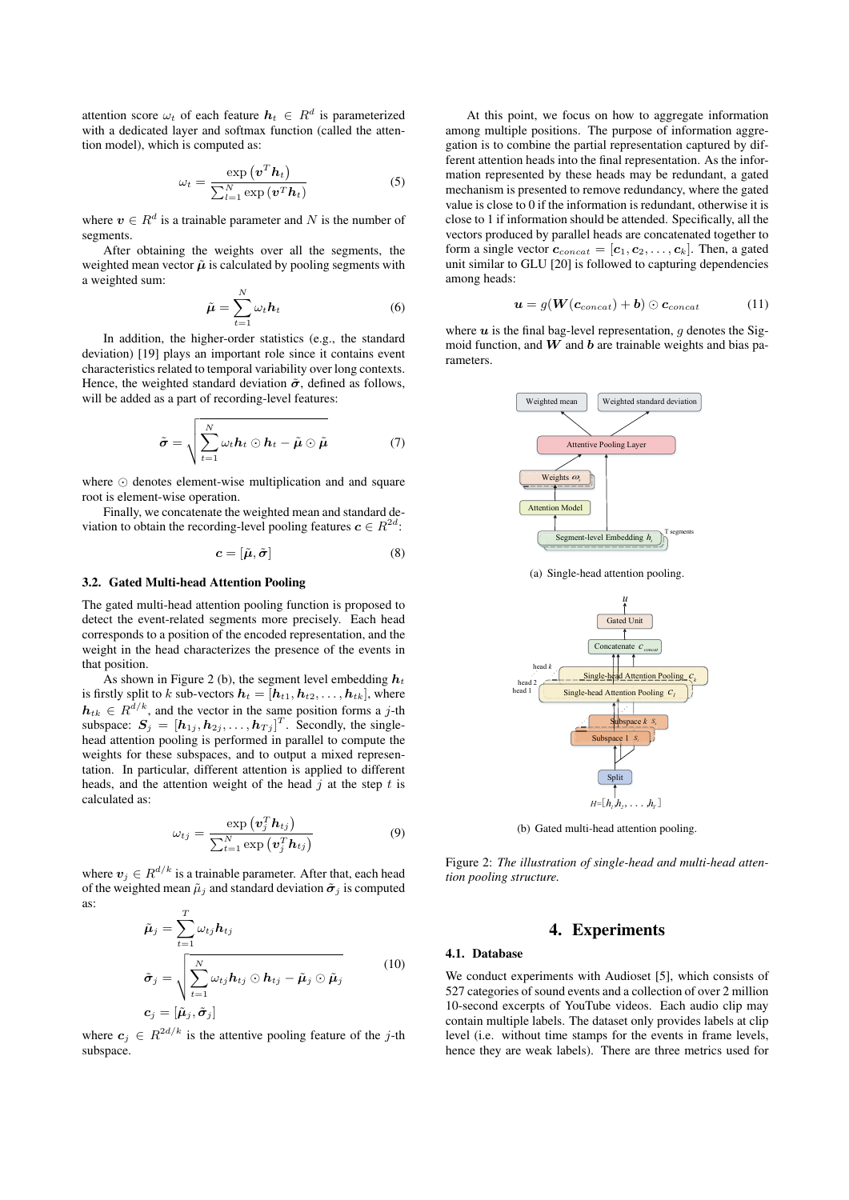attention score $\omega_t$ of each feature $\boldsymbol{h}_t \in R^d$ is parameterized with a dedicated layer and softmax function (called the attention model), which is computed as:

$$\omega_t = \frac{\exp\left(\boldsymbol{v}^T \boldsymbol{h}_t\right)}{\sum_{l=1}^{N} \exp\left(\boldsymbol{v}^T \boldsymbol{h}_t\right)} \tag{5}$$

where $\boldsymbol{v} \in R^d$ is a trainable parameter and $N$ is the number of segments.

After obtaining the weights over all the segments, the weighted mean vector $\tilde{\boldsymbol{\mu}}$ is calculated by pooling segments with a weighted sum:

$$\tilde{\boldsymbol{\mu}} = \sum_{t=1}^{N} \omega_t \boldsymbol{h}_t \tag{6}$$

In addition, the higher-order statistics (e.g., the standard deviation) [19] plays an important role since it contains event characteristics related to temporal variability over long contexts. Hence, the weighted standard deviation $\tilde{\boldsymbol{\sigma}}$, defined as follows, will be added as a part of recording-level features:

$$\tilde{\boldsymbol{\sigma}} = \sqrt{\sum_{t=1}^{N} \omega_t \boldsymbol{h}_t \odot \boldsymbol{h}_t - \tilde{\boldsymbol{\mu}} \odot \tilde{\boldsymbol{\mu}}} \tag{7}$$

where $\odot$ denotes element-wise multiplication and and square root is element-wise operation.

Finally, we concatenate the weighted mean and standard deviation to obtain the recording-level pooling features $\boldsymbol{c} \in R^{2d}$:

$$\boldsymbol{c} = [\tilde{\boldsymbol{\mu}}, \tilde{\boldsymbol{\sigma}}] \tag{8}$$

### 3.2. Gated Multi-head Attention Pooling

The gated multi-head attention pooling function is proposed to detect the event-related segments more precisely. Each head corresponds to a position of the encoded representation, and the weight in the head characterizes the presence of the events in that position.

As shown in Figure 2 (b), the segment level embedding $\boldsymbol{h}_t$ is firstly split to $k$ sub-vectors $\boldsymbol{h}_t = [\boldsymbol{h}_{t1}, \boldsymbol{h}_{t2}, \ldots, \boldsymbol{h}_{tk}]$, where $\boldsymbol{h}_{tk} \in R^{d/k}$, and the vector in the same position forms a $j$-th subspace: $\boldsymbol{S}_j = [\boldsymbol{h}_{1j}, \boldsymbol{h}_{2j}, \ldots, \boldsymbol{h}_{Tj}]^T$. Secondly, the single-head attention pooling is performed in parallel to compute the weights for these subspaces, and to output a mixed representation. In particular, different attention is applied to different heads, and the attention weight of the head $j$ at the step $t$ is calculated as:

$$\omega_{tj} = \frac{\exp\left(\boldsymbol{v}_j^T \boldsymbol{h}_{tj}\right)}{\sum_{t=1}^{N} \exp\left(\boldsymbol{v}_j^T \boldsymbol{h}_{tj}\right)} \tag{9}$$

where $\boldsymbol{v}_j \in R^{d/k}$ is a trainable parameter. After that, each head of the weighted mean $\tilde{\mu}_j$ and standard deviation $\tilde{\boldsymbol{\sigma}}_j$ is computed as:

$$\begin{aligned}
\tilde{\boldsymbol{\mu}}_j &= \sum_{t=1}^{T} \omega_{tj} \boldsymbol{h}_{tj} \\
\tilde{\boldsymbol{\sigma}}_j &= \sqrt{\sum_{t=1}^{N} \omega_{tj} \boldsymbol{h}_{tj} \odot \boldsymbol{h}_{tj} - \tilde{\boldsymbol{\mu}}_j \odot \tilde{\boldsymbol{\mu}}_j} \\
\boldsymbol{c}_j &= [\tilde{\boldsymbol{\mu}}_j, \tilde{\boldsymbol{\sigma}}_j]
\end{aligned} \tag{10}$$

where $\boldsymbol{c}_j \in R^{2d/k}$ is the attentive pooling feature of the $j$-th subspace.

At this point, we focus on how to aggregate information among multiple positions. The purpose of information aggregation is to combine the partial representation captured by different attention heads into the final representation. As the information represented by these heads may be redundant, a gated mechanism is presented to remove redundancy, where the gated value is close to 0 if the information is redundant, otherwise it is close to 1 if information should be attended. Specifically, all the vectors produced by parallel heads are concatenated together to form a single vector $\boldsymbol{c}_{concat} = [\boldsymbol{c}_1, \boldsymbol{c}_2, \ldots, \boldsymbol{c}_k]$. Then, a gated unit similar to GLU [20] is followed to capturing dependencies among heads:

$$\boldsymbol{u} = g(\boldsymbol{W}(\boldsymbol{c}_{concat}) + \boldsymbol{b}) \odot \boldsymbol{c}_{concat} \tag{11}$$

where $\boldsymbol{u}$ is the final bag-level representation, $g$ denotes the Sigmoid function, and $\boldsymbol{W}$ and $\boldsymbol{b}$ are trainable weights and bias parameters.

(a) Single-head attention pooling.

(b) Gated multi-head attention pooling.

Figure 2: *The illustration of single-head and multi-head attention pooling structure.*

## 4. Experiments

### 4.1. Database

We conduct experiments with Audioset [5], which consists of 527 categories of sound events and a collection of over 2 million 10-second excerpts of YouTube videos. Each audio clip may contain multiple labels. The dataset only provides labels at clip level (i.e. without time stamps for the events in frame levels, hence they are weak labels). There are three metrics used for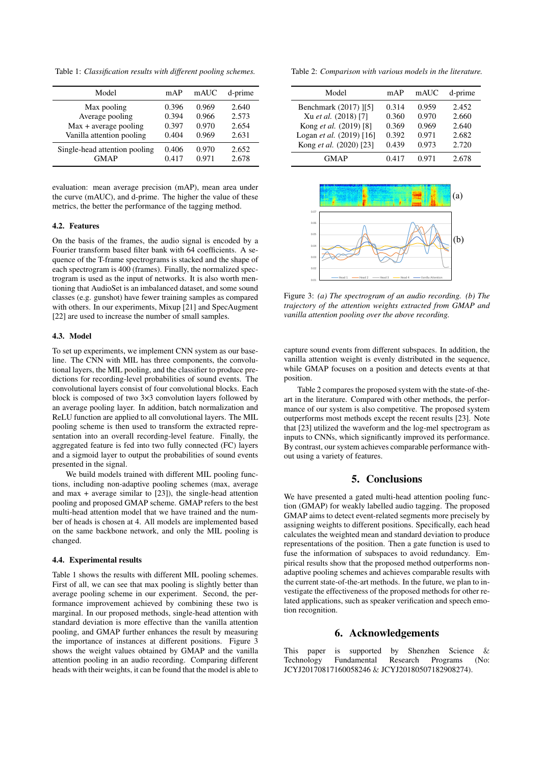Table 1: *Classification results with different pooling schemes.*

| Model | mAP | mAUC | d-prime |
|---|---|---|---|
| Max pooling | 0.396 | 0.969 | 2.640 |
| Average pooling | 0.394 | 0.966 | 2.573 |
| Max + average pooling | 0.397 | 0.970 | 2.654 |
| Vanilla attention pooling | 0.404 | 0.969 | 2.631 |
| Single-head attention pooling | 0.406 | 0.970 | 2.652 |
| GMAP | 0.417 | 0.971 | 2.678 |

evaluation: mean average precision (mAP), mean area under the curve (mAUC), and d-prime. The higher the value of these metrics, the better the performance of the tagging method.

### 4.2. Features

On the basis of the frames, the audio signal is encoded by a Fourier transform based filter bank with 64 coefficients. A sequence of the T-frame spectrograms is stacked and the shape of each spectrogram is 400 (frames). Finally, the normalized spectrogram is used as the input of networks. It is also worth mentioning that AudioSet is an imbalanced dataset, and some sound classes (e.g. gunshot) have fewer training samples as compared with others. In our experiments, Mixup [21] and SpecAugment [22] are used to increase the number of small samples.

### 4.3. Model

To set up experiments, we implement CNN system as our baseline. The CNN with MIL has three components, the convolutional layers, the MIL pooling, and the classifier to produce predictions for recording-level probabilities of sound events. The convolutional layers consist of four convolutional blocks. Each block is composed of two 3×3 convolution layers followed by an average pooling layer. In addition, batch normalization and ReLU function are applied to all convolutional layers. The MIL pooling scheme is then used to transform the extracted representation into an overall recording-level feature. Finally, the aggregated feature is fed into two fully connected (FC) layers and a sigmoid layer to output the probabilities of sound events presented in the signal.

We build models trained with different MIL pooling functions, including non-adaptive pooling schemes (max, average and max + average similar to [23]), the single-head attention pooling and proposed GMAP scheme. GMAP refers to the best multi-head attention model that we have trained and the number of heads is chosen at 4. All models are implemented based on the same backbone network, and only the MIL pooling is changed.

### 4.4. Experimental results

Table 1 shows the results with different MIL pooling schemes. First of all, we can see that max pooling is slightly better than average pooling scheme in our experiment. Second, the performance improvement achieved by combining these two is marginal. In our proposed methods, single-head attention with standard deviation is more effective than the vanilla attention pooling, and GMAP further enhances the result by measuring the importance of instances at different positions. Figure 3 shows the weight values obtained by GMAP and the vanilla attention pooling in an audio recording. Comparing different heads with their weights, it can be found that the model is able to capture sound events from different subspaces. In addition, the vanilla attention weight is evenly distributed in the sequence, while GMAP focuses on a position and detects events at that position.

Table 2 compares the proposed system with the state-of-the-art in the literature. Compared with other methods, the performance of our system is also competitive. The proposed system outperforms most methods except the recent results [23]. Note that [23] utilized the waveform and the log-mel spectrogram as inputs to CNNs, which significantly improved its performance. By contrast, our system achieves comparable performance without using a variety of features.

Table 2: *Comparison with various models in the literature.*

| Model | mAP | mAUC | d-prime |
|---|---|---|---|
| Benchmark (2017) ][5] | 0.314 | 0.959 | 2.452 |
| Xu *et al.* (2018) [7] | 0.360 | 0.970 | 2.660 |
| Kong *et al.* (2019) [8] | 0.369 | 0.969 | 2.640 |
| Logan *et al.* (2019) [16] | 0.392 | 0.971 | 2.682 |
| Kong *et al.* (2020) [23] | 0.439 | 0.973 | 2.720 |
| GMAP | 0.417 | 0.971 | 2.678 |

Figure 3: *(a) The spectrogram of an audio recording. (b) The trajectory of the attention weights extracted from GMAP and vanilla attention pooling over the above recording.*

## 5. Conclusions

We have presented a gated multi-head attention pooling function (GMAP) for weakly labelled audio tagging. The proposed GMAP aims to detect event-related segments more precisely by assigning weights to different positions. Specifically, each head calculates the weighted mean and standard deviation to produce representations of the position. Then a gate function is used to fuse the information of subspaces to avoid redundancy. Empirical results show that the proposed method outperforms non-adaptive pooling schemes and achieves comparable results with the current state-of-the-art methods. In the future, we plan to investigate the effectiveness of the proposed methods for other related applications, such as speaker verification and speech emotion recognition.

## 6. Acknowledgements

This paper is supported by Shenzhen Science & Technology Fundamental Research Programs (No: JCYJ20170817160058246 & JCYJ20180507182908274).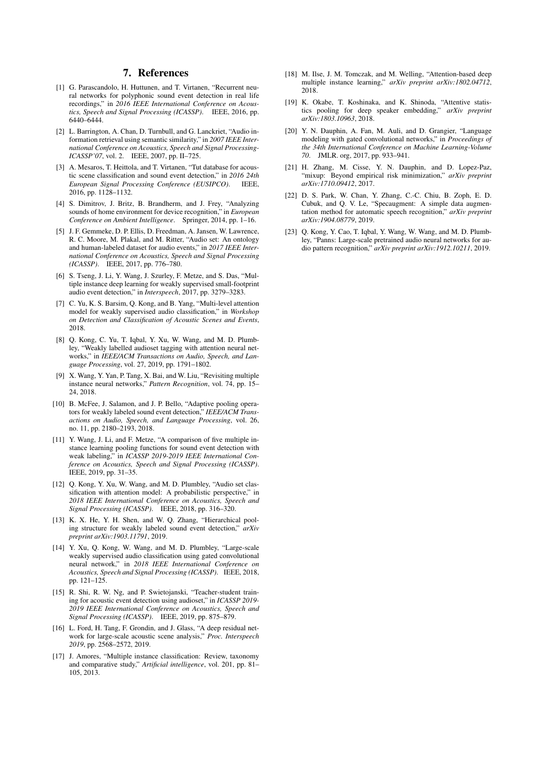## 7. References

[1] G. Parascandolo, H. Huttunen, and T. Virtanen, "Recurrent neural networks for polyphonic sound event detection in real life recordings," in *2016 IEEE International Conference on Acoustics, Speech and Signal Processing (ICASSP)*. IEEE, 2016, pp. 6440–6444.

[2] L. Barrington, A. Chan, D. Turnbull, and G. Lanckriet, "Audio information retrieval using semantic similarity," in *2007 IEEE International Conference on Acoustics, Speech and Signal Processing-ICASSP'07*, vol. 2. IEEE, 2007, pp. II–725.

[3] A. Mesaros, T. Heittola, and T. Virtanen, "Tut database for acoustic scene classification and sound event detection," in *2016 24th European Signal Processing Conference (EUSIPCO)*. IEEE, 2016, pp. 1128–1132.

[4] S. Dimitrov, J. Britz, B. Brandherm, and J. Frey, "Analyzing sounds of home environment for device recognition," in *European Conference on Ambient Intelligence*. Springer, 2014, pp. 1–16.

[5] J. F. Gemmeke, D. P. Ellis, D. Freedman, A. Jansen, W. Lawrence, R. C. Moore, M. Plakal, and M. Ritter, "Audio set: An ontology and human-labeled dataset for audio events," in *2017 IEEE International Conference on Acoustics, Speech and Signal Processing (ICASSP)*. IEEE, 2017, pp. 776–780.

[6] S. Tseng, J. Li, Y. Wang, J. Szurley, F. Metze, and S. Das, "Multiple instance deep learning for weakly supervised small-footprint audio event detection," in *Interspeech*, 2017, pp. 3279–3283.

[7] C. Yu, K. S. Barsim, Q. Kong, and B. Yang, "Multi-level attention model for weakly supervised audio classification," in *Workshop on Detection and Classification of Acoustic Scenes and Events*, 2018.

[8] Q. Kong, C. Yu, T. Iqbal, Y. Xu, W. Wang, and M. D. Plumbley, "Weakly labelled audioset tagging with attention neural networks," in *IEEE/ACM Transactions on Audio, Speech, and Language Processing*, vol. 27, 2019, pp. 1791–1802.

[9] X. Wang, Y. Yan, P. Tang, X. Bai, and W. Liu, "Revisiting multiple instance neural networks," *Pattern Recognition*, vol. 74, pp. 15–24, 2018.

[10] B. McFee, J. Salamon, and J. P. Bello, "Adaptive pooling operators for weakly labeled sound event detection," *IEEE/ACM Transactions on Audio, Speech, and Language Processing*, vol. 26, no. 11, pp. 2180–2193, 2018.

[11] Y. Wang, J. Li, and F. Metze, "A comparison of five multiple instance learning pooling functions for sound event detection with weak labeling," in *ICASSP 2019-2019 IEEE International Conference on Acoustics, Speech and Signal Processing (ICASSP)*. IEEE, 2019, pp. 31–35.

[12] Q. Kong, Y. Xu, W. Wang, and M. D. Plumbley, "Audio set classification with attention model: A probabilistic perspective," in *2018 IEEE International Conference on Acoustics, Speech and Signal Processing (ICASSP)*. IEEE, 2018, pp. 316–320.

[13] K. X. He, Y. H. Shen, and W. Q. Zhang, "Hierarchical pooling structure for weakly labeled sound event detection," *arXiv preprint arXiv:1903.11791*, 2019.

[14] Y. Xu, Q. Kong, W. Wang, and M. D. Plumbley, "Large-scale weakly supervised audio classification using gated convolutional neural network," in *2018 IEEE International Conference on Acoustics, Speech and Signal Processing (ICASSP)*. IEEE, 2018, pp. 121–125.

[15] R. Shi, R. W. Ng, and P. Swietojanski, "Teacher-student training for acoustic event detection using audioset," in *ICASSP 2019-2019 IEEE International Conference on Acoustics, Speech and Signal Processing (ICASSP)*. IEEE, 2019, pp. 875–879.

[16] L. Ford, H. Tang, F. Grondin, and J. Glass, "A deep residual network for large-scale acoustic scene analysis," *Proc. Interspeech 2019*, pp. 2568–2572, 2019.

[17] J. Amores, "Multiple instance classification: Review, taxonomy and comparative study," *Artificial intelligence*, vol. 201, pp. 81–105, 2013.

[18] M. Ilse, J. M. Tomczak, and M. Welling, "Attention-based deep multiple instance learning," *arXiv preprint arXiv:1802.04712*, 2018.

[19] K. Okabe, T. Koshinaka, and K. Shinoda, "Attentive statistics pooling for deep speaker embedding," *arXiv preprint arXiv:1803.10963*, 2018.

[20] Y. N. Dauphin, A. Fan, M. Auli, and D. Grangier, "Language modeling with gated convolutional networks," in *Proceedings of the 34th International Conference on Machine Learning-Volume 70*. JMLR. org, 2017, pp. 933–941.

[21] H. Zhang, M. Cisse, Y. N. Dauphin, and D. Lopez-Paz, "mixup: Beyond empirical risk minimization," *arXiv preprint arXiv:1710.09412*, 2017.

[22] D. S. Park, W. Chan, Y. Zhang, C.-C. Chiu, B. Zoph, E. D. Cubuk, and Q. V. Le, "Specaugment: A simple data augmentation method for automatic speech recognition," *arXiv preprint arXiv:1904.08779*, 2019.

[23] Q. Kong, Y. Cao, T. Iqbal, Y. Wang, W. Wang, and M. D. Plumbley, "Panns: Large-scale pretrained audio neural networks for audio pattern recognition," *arXiv preprint arXiv:1912.10211*, 2019.